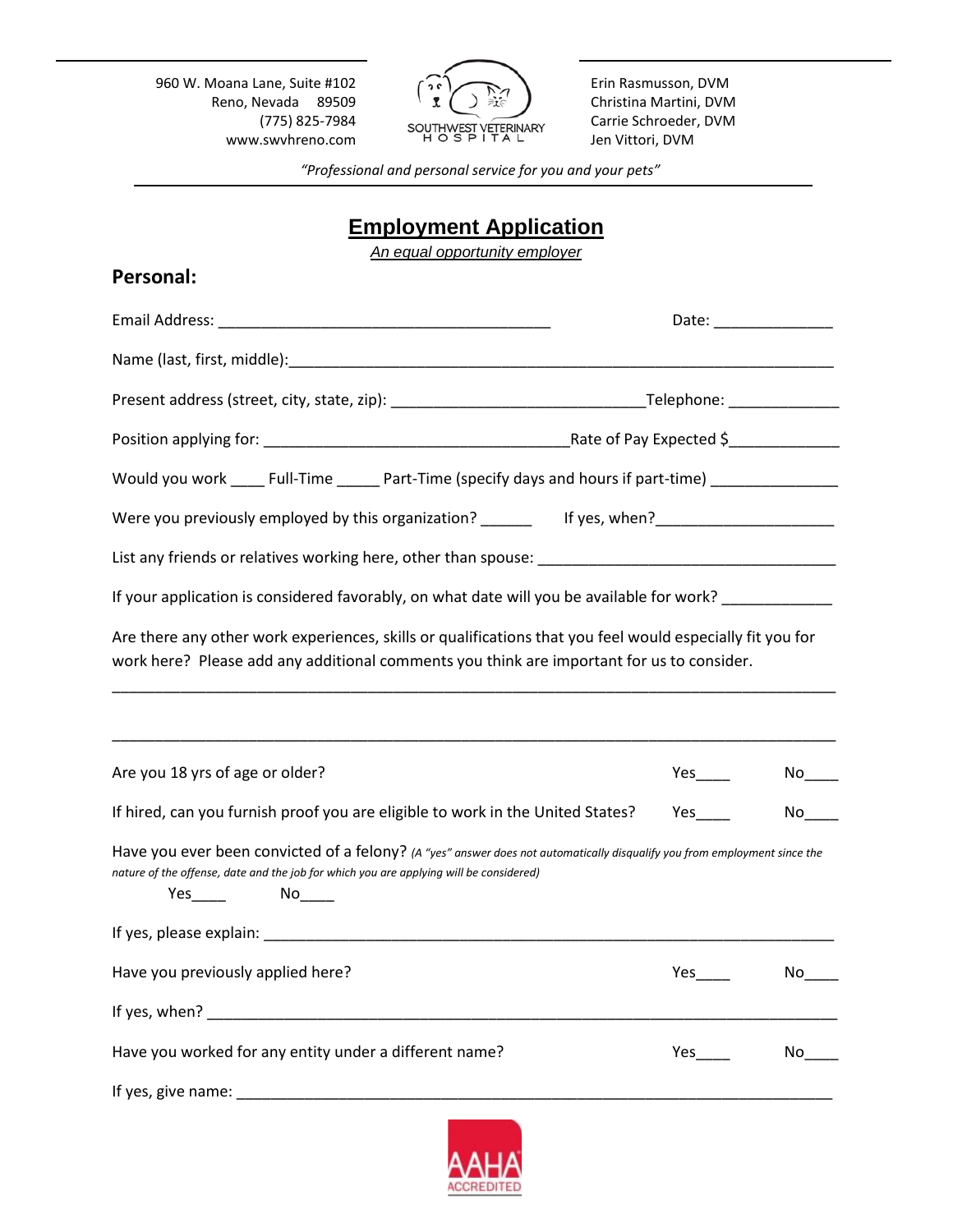960 W. Moana Lane, Suite #102
Reno, Nevada 89509
(775) 825-7984
www.swvhreno.com

SOUTHWEST VETERINARY HOSPITAL

Erin Rasmusson, DVM
Christina Martini, DVM
Carrie Schroeder, DVM
Jen Vittori, DVM

*"Professional and personal service for you and your pets"*

# Employment Application

*An equal opportunity employer*

## Personal:

Email Address: ______________________________________ Date: _____________

Name (last, first, middle):_______________________________________________________________

Present address (street, city, state, zip): _____________________________Telephone: ____________

Position applying for: ___________________________________Rate of Pay Expected $____________

Would you work ____ Full-Time _____ Part-Time (specify days and hours if part-time) ______________

Were you previously employed by this organization? ______ If yes, when?____________________

List any friends or relatives working here, other than spouse: __________________________________

If your application is considered favorably, on what date will you be available for work? ____________

Are there any other work experiences, skills or qualifications that you feel would especially fit you for work here? Please add any additional comments you think are important for us to consider.

_______________________________________________________________________________

_______________________________________________________________________________

Are you 18 yrs of age or older? Yes____ No____

If hired, can you furnish proof you are eligible to work in the United States? Yes____ No____

Have you ever been convicted of a felony? *(A "yes" answer does not automatically disqualify you from employment since the nature of the offense, date and the job for which you are applying will be considered)*

Yes____ No____

If yes, please explain: __________________________________________________________________

Have you previously applied here? Yes____ No____

If yes, when? _________________________________________________________________________

Have you worked for any entity under a different name? Yes____ No____

If yes, give name: _____________________________________________________________________

AAHA ACCREDITED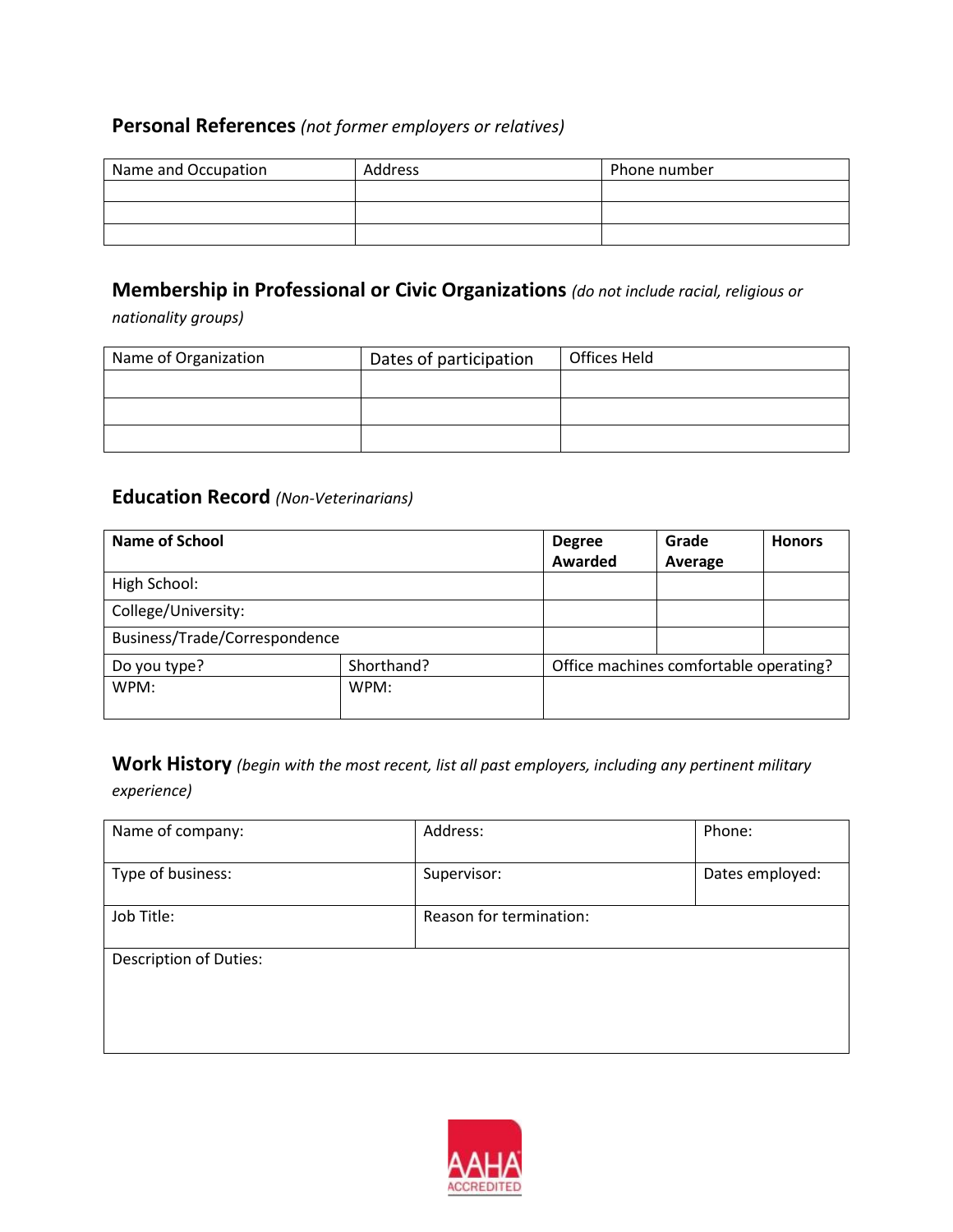## Personal References *(not former employers or relatives)*

| Name and Occupation | Address | Phone number |
|---|---|---|
| | | |
| | | |
| | | |

## Membership in Professional or Civic Organizations *(do not include racial, religious or nationality groups)*

| Name of Organization | Dates of participation | Offices Held |
|---|---|---|
| | | |
| | | |
| | | |

## Education Record *(Non-Veterinarians)*

| Name of School | | Degree Awarded | Grade Average | Honors |
|---|---|---|---|---|
| High School: | | | | |
| College/University: | | | | |
| Business/Trade/Correspondence | | | | |
| Do you type? | Shorthand? | Office machines comfortable operating? | | |
| WPM: | WPM: | | | |

## Work History *(begin with the most recent, list all past employers, including any pertinent military experience)*

| Name of company: | Address: | Phone: |
|---|---|---|
| Type of business: | Supervisor: | Dates employed: |
| Job Title: | Reason for termination: | |
| Description of Duties: | | |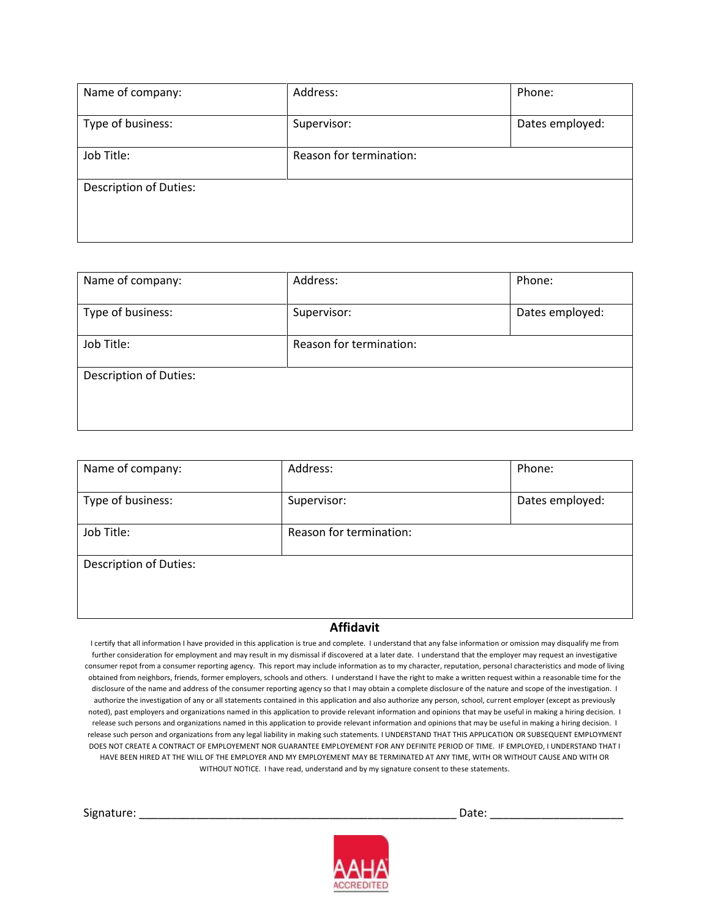| Name of company: | Address: | Phone: |
| --- | --- | --- |
| Type of business: | Supervisor: | Dates employed: |
| Job Title: | Reason for termination: | |
| Description of Duties: | | |

| Name of company: | Address: | Phone: |
| --- | --- | --- |
| Type of business: | Supervisor: | Dates employed: |
| Job Title: | Reason for termination: | |
| Description of Duties: | | |

| Name of company: | Address: | Phone: |
| --- | --- | --- |
| Type of business: | Supervisor: | Dates employed: |
| Job Title: | Reason for termination: | |
| Description of Duties: | | |

## Affidavit

I certify that all information I have provided in this application is true and complete. I understand that any false information or omission may disqualify me from further consideration for employment and may result in my dismissal if discovered at a later date. I understand that the employer may request an investigative consumer repot from a consumer reporting agency. This report may include information as to my character, reputation, personal characteristics and mode of living obtained from neighbors, friends, former employers, schools and others. I understand I have the right to make a written request within a reasonable time for the disclosure of the name and address of the consumer reporting agency so that I may obtain a complete disclosure of the nature and scope of the investigation. I authorize the investigation of any or all statements contained in this application and also authorize any person, school, current employer (except as previously noted), past employers and organizations named in this application to provide relevant information and opinions that may be useful in making a hiring decision. I release such persons and organizations named in this application to provide relevant information and opinions that may be useful in making a hiring decision. I release such person and organizations from any legal liability in making such statements. I UNDERSTAND THAT THIS APPLICATION OR SUBSEQUENT EMPLOYMENT DOES NOT CREATE A CONTRACT OF EMPLOYEMENT NOR GUARANTEE EMPLOYEMENT FOR ANY DEFINITE PERIOD OF TIME. IF EMPLOYED, I UNDERSTAND THAT I HAVE BEEN HIRED AT THE WILL OF THE EMPLOYER AND MY EMPLOYEMENT MAY BE TERMINATED AT ANY TIME, WITH OR WITHOUT CAUSE AND WITH OR WITHOUT NOTICE. I have read, understand and by my signature consent to these statements.

Signature: ____________________________________________________ Date: _____________________

AAHA ACCREDITED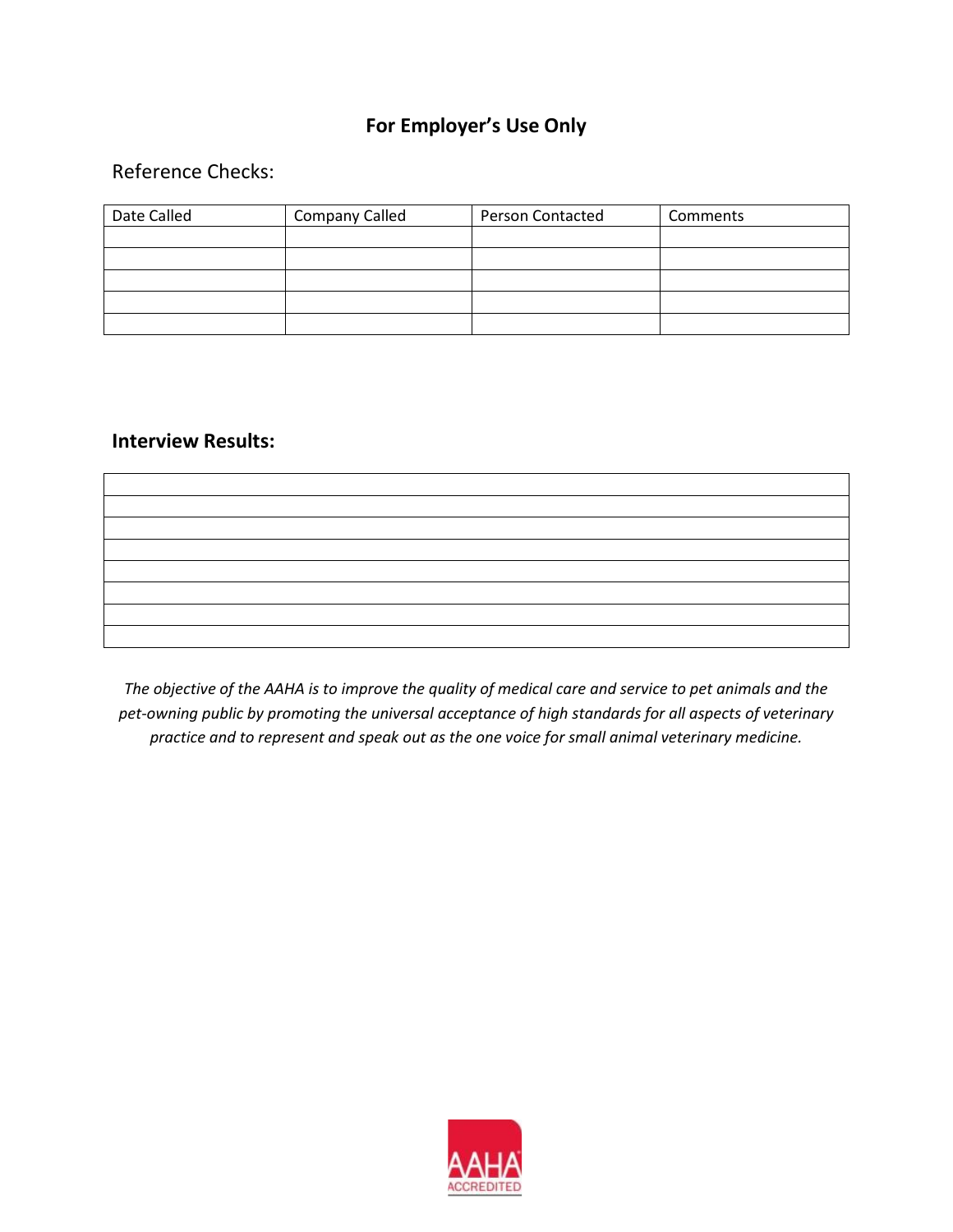## For Employer's Use Only

Reference Checks:

| Date Called | Company Called | Person Contacted | Comments |
|---|---|---|---|
| | | | |
| | | | |
| | | | |
| | | | |
| | | | |

### Interview Results:

| |
|---|
| |
| |
| |
| |
| |
| |
| |

*The objective of the AAHA is to improve the quality of medical care and service to pet animals and the pet-owning public by promoting the universal acceptance of high standards for all aspects of veterinary practice and to represent and speak out as the one voice for small animal veterinary medicine.*

AAHA ACCREDITED